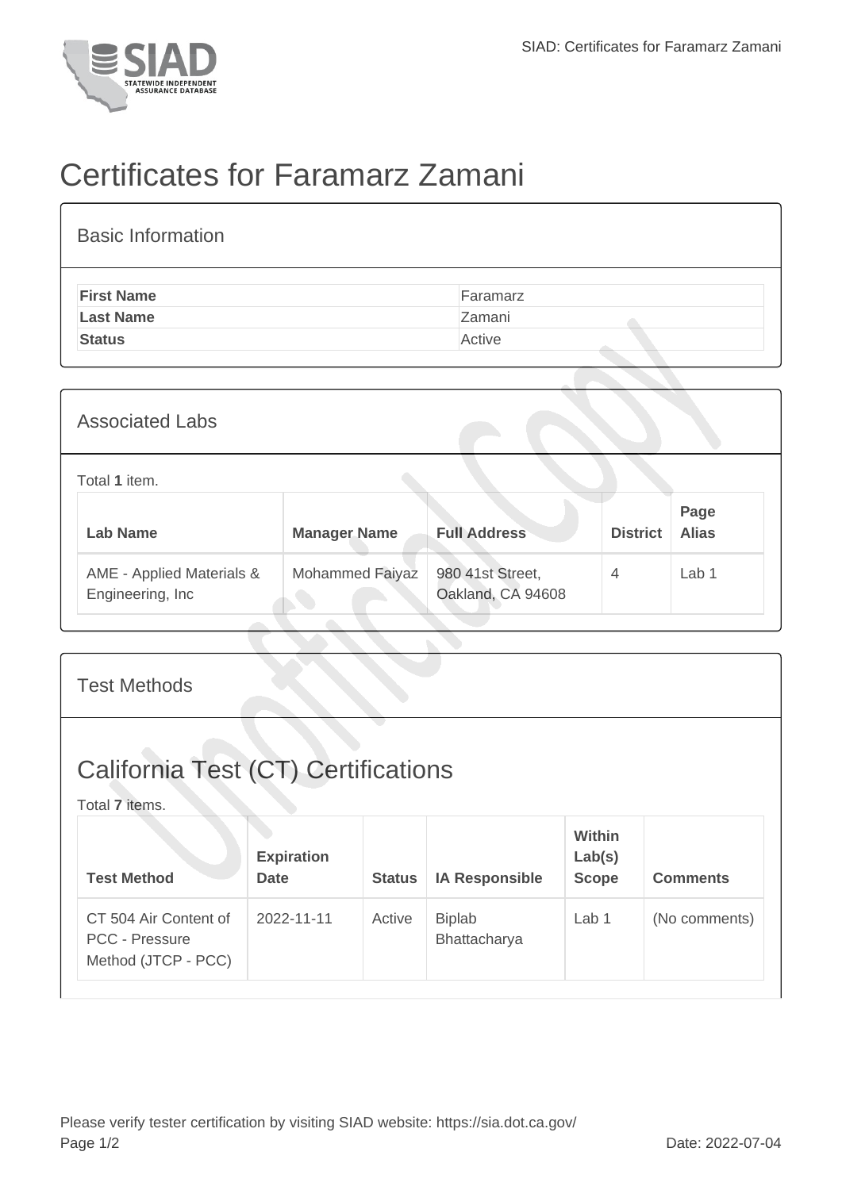# Certificates for Faramarz Zamani

## Basic Information

| | |
|---|---|
| **First Name** | Faramarz |
| **Last Name** | Zamani |
| **Status** | Active |

## Associated Labs

Total **1** item.

| Lab Name | Manager Name | Full Address | District | Page Alias |
|---|---|---|---|---|
| AME - Applied Materials & Engineering, Inc | Mohammed Faiyaz | 980 41st Street, Oakland, CA 94608 | 4 | Lab 1 |

## Test Methods

## California Test (CT) Certifications

Total **7** items.

| Test Method | Expiration Date | Status | IA Responsible | Within Lab(s) Scope | Comments |
|---|---|---|---|---|---|
| CT 504 Air Content of PCC - Pressure Method (JTCP - PCC) | 2022-11-11 | Active | Biplab Bhattacharya | Lab 1 | (No comments) |

Please verify tester certification by visiting SIAD website: https://sia.dot.ca.gov/

Date: 2022-07-04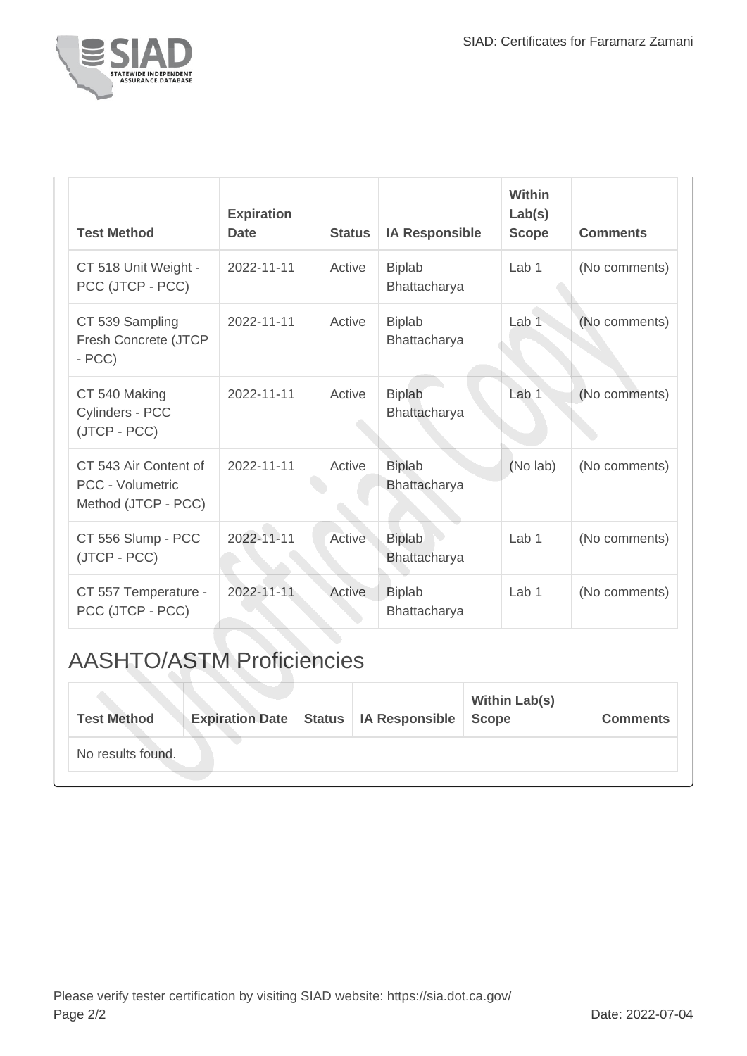| Test Method | Expiration Date | Status | IA Responsible | Within Lab(s) Scope | Comments |
|---|---|---|---|---|---|
| CT 518 Unit Weight - PCC (JTCP - PCC) | 2022-11-11 | Active | Biplab Bhattacharya | Lab 1 | (No comments) |
| CT 539 Sampling Fresh Concrete (JTCP - PCC) | 2022-11-11 | Active | Biplab Bhattacharya | Lab 1 | (No comments) |
| CT 540 Making Cylinders - PCC (JTCP - PCC) | 2022-11-11 | Active | Biplab Bhattacharya | Lab 1 | (No comments) |
| CT 543 Air Content of PCC - Volumetric Method (JTCP - PCC) | 2022-11-11 | Active | Biplab Bhattacharya | (No lab) | (No comments) |
| CT 556 Slump - PCC (JTCP - PCC) | 2022-11-11 | Active | Biplab Bhattacharya | Lab 1 | (No comments) |
| CT 557 Temperature - PCC (JTCP - PCC) | 2022-11-11 | Active | Biplab Bhattacharya | Lab 1 | (No comments) |

## AASHTO/ASTM Proficiencies

| Test Method | Expiration Date | Status | IA Responsible | Within Lab(s) Scope | Comments |
|---|---|---|---|---|---|
| No results found. | | | | | |

Please verify tester certification by visiting SIAD website: https://sia.dot.ca.gov/

Date: 2022-07-04